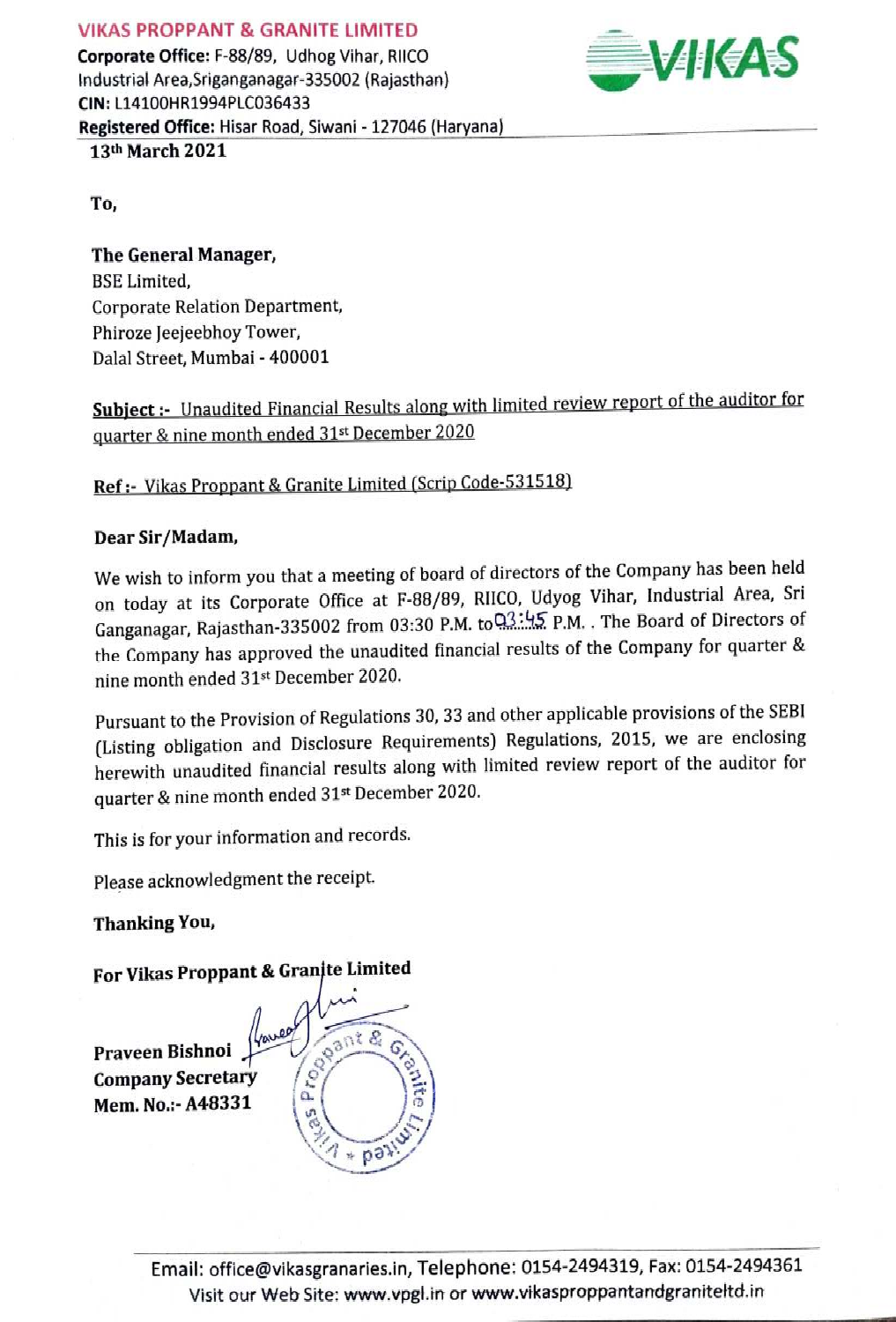**VIKAS PROPPANT & GRANITE LIMITED**
**Corporate Office:** F-88/89, Udhog Vihar, RIICO Industrial Area,Sriganganagar-335002 (Rajasthan)
**CIN:** L14100HR1994PLC036433
**Registered Office:** Hisar Road, Siwani - 127046 (Haryana)

**13th March 2021**

**To,**

**The General Manager,**
BSE Limited,
Corporate Relation Department,
Phiroze Jeejeebhoy Tower,
Dalal Street, Mumbai - 400001

**Subject :-** Unaudited Financial Results along with limited review report of the auditor for quarter & nine month ended 31st December 2020

**Ref :-** Vikas Proppant & Granite Limited (Scrip Code-531518)

**Dear Sir/Madam,**

We wish to inform you that a meeting of board of directors of the Company has been held on today at its Corporate Office at F-88/89, RIICO, Udyog Vihar, Industrial Area, Sri Ganganagar, Rajasthan-335002 from 03:30 P.M. to 03:45 P.M. . The Board of Directors of the Company has approved the unaudited financial results of the Company for quarter & nine month ended 31st December 2020.

Pursuant to the Provision of Regulations 30, 33 and other applicable provisions of the SEBI (Listing obligation and Disclosure Requirements) Regulations, 2015, we are enclosing herewith unaudited financial results along with limited review report of the auditor for quarter & nine month ended 31st December 2020.

This is for your information and records.

Please acknowledgment the receipt.

**Thanking You,**

**For Vikas Proppant & Granite Limited**

**Praveen Bishnoi**
**Company Secretary**
**Mem. No.:- A48331**

Email: office@vikasgranaries.in, Telephone: 0154-2494319, Fax: 0154-2494361
Visit our Web Site: www.vpgl.in or www.vikasproppantandgraniteltd.in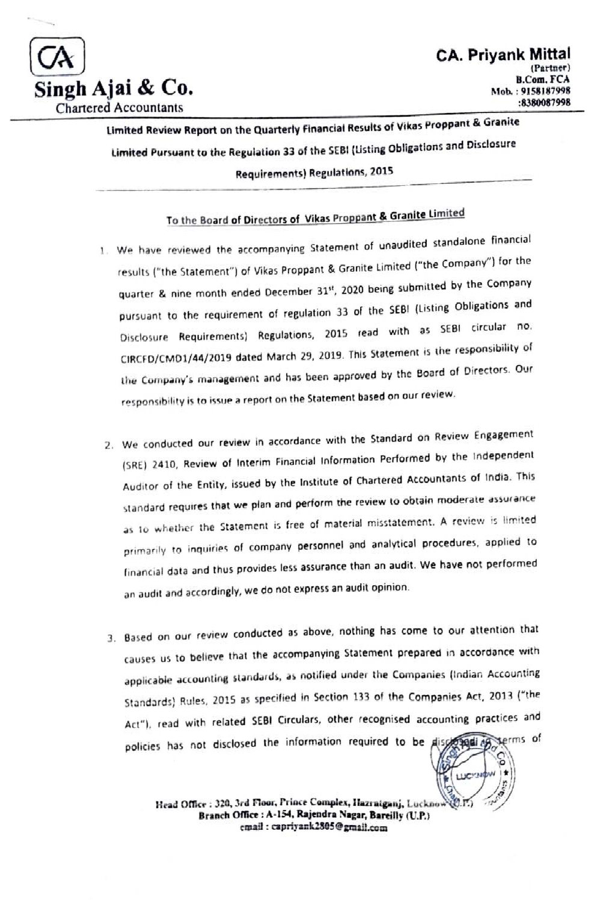**CA**
# Singh Ajai & Co.
Chartered Accountants

**CA. Priyank Mittal**
(Partner)
B.Com. FCA
Mob. : 9158187998
:8380087998

**Limited Review Report on the Quarterly Financial Results of Vikas Proppant & Granite Limited Pursuant to the Regulation 33 of the SEBI (Listing Obligations and Disclosure Requirements) Regulations, 2015**

<u>To the Board of Directors of Vikas Proppant & Granite Limited</u>

1. We have reviewed the accompanying Statement of unaudited standalone financial results ("the Statement") of Vikas Proppant & Granite Limited ("the Company") for the quarter & nine month ended December 31st, 2020 being submitted by the Company pursuant to the requirement of regulation 33 of the SEBI (Listing Obligations and Disclosure Requirements) Regulations, 2015 read with as SEBI circular no. CIRCFD/CMD1/44/2019 dated March 29, 2019. This Statement is the responsibility of the Company's management and has been approved by the Board of Directors. Our responsibility is to issue a report on the Statement based on our review.

2. We conducted our review in accordance with the Standard on Review Engagement (SRE) 2410, Review of Interim Financial Information Performed by the Independent Auditor of the Entity, issued by the Institute of Chartered Accountants of India. This standard requires that we plan and perform the review to obtain moderate assurance as to whether the Statement is free of material misstatement. A review is limited primarily to inquiries of company personnel and analytical procedures, applied to financial data and thus provides less assurance than an audit. We have not performed an audit and accordingly, we do not express an audit opinion.

3. Based on our review conducted as above, nothing has come to our attention that causes us to believe that the accompanying Statement prepared in accordance with applicable accounting standards, as notified under the Companies (Indian Accounting Standards) Rules, 2015 as specified in Section 133 of the Companies Act, 2013 ("the Act"), read with related SEBI Circulars, other recognised accounting practices and policies has not disclosed the information required to be disclosed in terms of

Head Office : 320, 3rd Floor, Prince Complex, Hazratganj, Lucknow (U.P.)
Branch Office : A-154, Rajendra Nagar, Bareilly (U.P.)
email : capriyank2805@gmail.com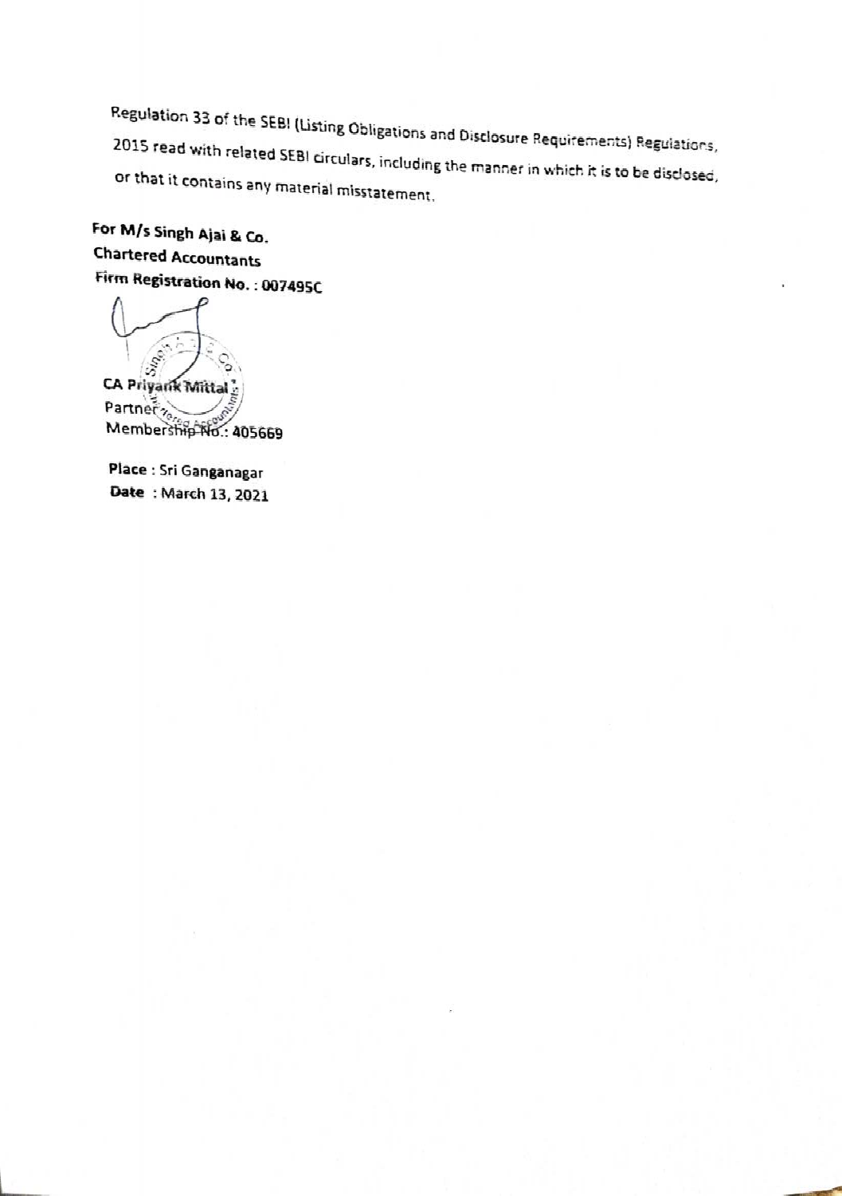Regulation 33 of the SEBI (Listing Obligations and Disclosure Requirements) Regulations, 2015 read with related SEBI circulars, including the manner in which it is to be disclosed, or that it contains any material misstatement.

**For M/s Singh Ajai & Co.**
**Chartered Accountants**
**Firm Registration No. : 007495C**

**CA Priyank Mittal**
Partner
Membership No.: 405669

**Place** : Sri Ganganagar
**Date** : March 13, 2021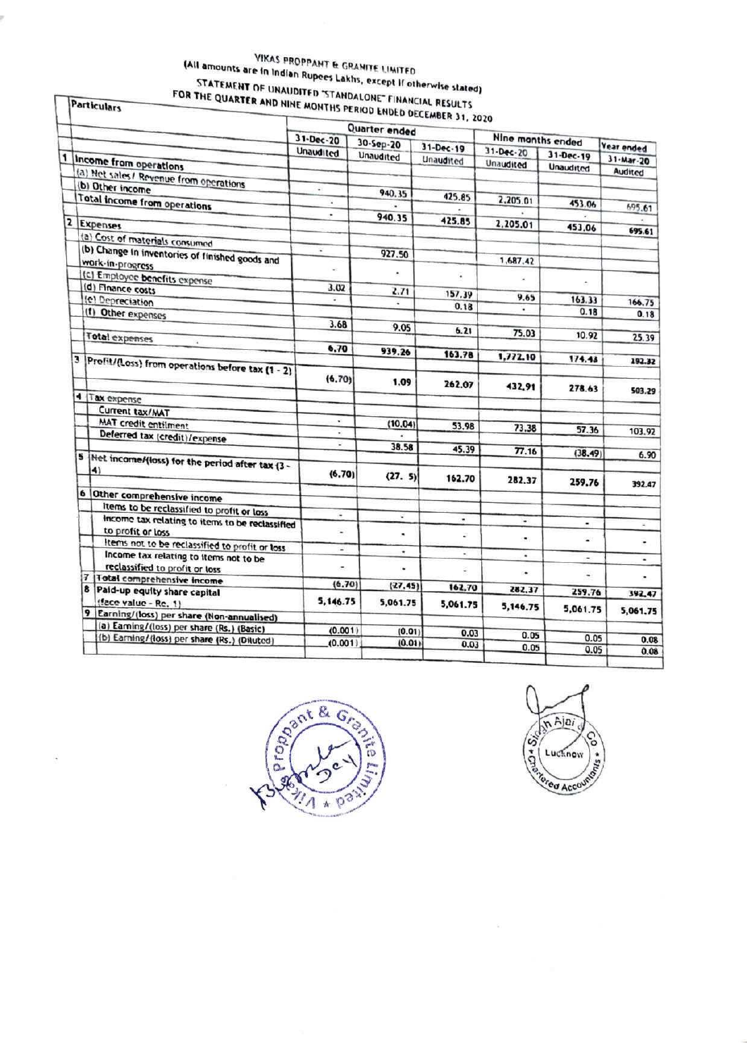# VIKAS PROPPANT & GRANITE LIMITED

(All amounts are in Indian Rupees Lakhs, except if otherwise stated)

## STATEMENT OF UNAUDITED "STANDALONE" FINANCIAL RESULTS FOR THE QUARTER AND NINE MONTHS PERIOD ENDED DECEMBER 31, 2020

| | Particulars | Quarter ended | | | Nine months ended | | Year ended |
|---|---|---|---|---|---|---|---|
| | | 31-Dec-20 | 30-Sep-20 | 31-Dec-19 | 31-Dec-20 | 31-Dec-19 | 31-Mar-20 |
| | | Unaudited | Unaudited | Unaudited | Unaudited | Unaudited | Audited |
| 1 | Income from operations | | | | | | |
| | (a) Net sales / Revenue from operations | - | 940.35 | 425.85 | 2,205.01 | 453.06 | 695.61 |
| | (b) Other income | - | - | - | - | - | - |
| | Total income from operations | - | 940.35 | 425.85 | 2,205.01 | 453.06 | 695.61 |
| 2 | Expenses | | | | | | |
| | (a) Cost of materials consumed | - | 927.50 | | 1,687.42 | | |
| | (b) Change in inventories of finished goods and work-in-progress | - | - | - | - | - | |
| | (c) Employee benefits expense | 3.02 | 2.71 | 157.39 | 9.65 | 163.33 | 166.75 |
| | (d) Finance costs | - | - | 0.18 | - | 0.18 | 0.18 |
| | (e) Depreciation | | | | | | |
| | (f) Other expenses | 3.68 | 9.05 | 6.21 | 75.03 | 10.92 | 25.39 |
| | Total expenses | 6.70 | 939.26 | 163.78 | 1,772.10 | 174.43 | 192.32 |
| 3 | Profit/(Loss) from operations before tax (1 - 2) | (6.70) | 1.09 | 262.07 | 432.91 | 278.63 | 503.29 |
| 4 | Tax expense | | | | | | |
| | Current tax/MAT | - | (10.04) | 53.98 | 73.38 | 57.36 | 103.92 |
| | MAT credit entitment | - | - | | | | |
| | Deferred tax (credit)/expense | - | 38.58 | 45.39 | 77.16 | (38.49) | 6.90 |
| 5 | Net income/(loss) for the period after tax (3 - 4) | (6.70) | (27. 5) | 162.70 | 282.37 | 259.76 | 392.47 |
| 6 | Other comprehensive income | | | | | | |
| | Items to be reclassified to profit or loss | - | - | - | - | - | - |
| | Income tax relating to items to be reclassified to profit or loss | - | - | - | - | - | - |
| | Items not to be reclassified to profit or loss | - | - | - | - | - | - |
| | Income tax relating to items not to be reclassified to profit or loss | - | - | - | - | - | - |
| 7 | Total comprehensive income | (6.70) | (27.45) | 162.70 | 282.37 | 259.76 | 392.47 |
| 8 | Paid-up equity share capital (face value - Re. 1) | 5,146.75 | 5,061.75 | 5,061.75 | 5,146.75 | 5,061.75 | 5,061.75 |
| 9 | Earning/(loss) per share (Non-annualised) | | | | | | |
| | (a) Earning/(loss) per share (Rs.) (Basic) | (0.001) | (0.01) | 0.03 | 0.05 | 0.05 | 0.08 |
| | (b) Earning/(loss) per share (Rs.) (Diluted) | (0.001) | (0.01) | 0.03 | 0.05 | 0.05 | 0.08 |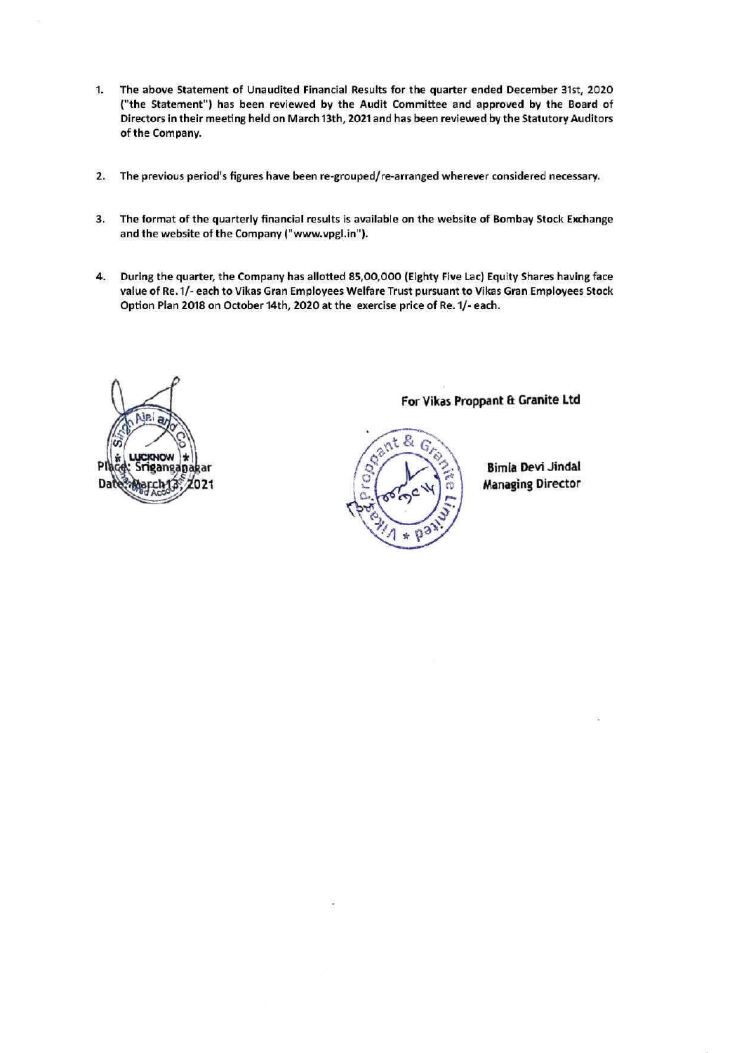1. The above Statement of Unaudited Financial Results for the quarter ended December 31st, 2020 ("the Statement") has been reviewed by the Audit Committee and approved by the Board of Directors in their meeting held on March 13th, 2021 and has been reviewed by the Statutory Auditors of the Company.

2. The previous period's figures have been re-grouped/re-arranged wherever considered necessary.

3. The format of the quarterly financial results is available on the website of Bombay Stock Exchange and the website of the Company ("www.vpgl.in").

4. During the quarter, the Company has allotted 85,00,000 (Eighty Five Lac) Equity Shares having face value of Re. 1/- each to Vikas Gran Employees Welfare Trust pursuant to Vikas Gran Employees Stock Option Plan 2018 on October 14th, 2020 at the exercise price of Re. 1/- each.

Place: Sriganganagar
Date: March 13, 2021

For Vikas Proppant & Granite Ltd

Bimla Devi Jindal
Managing Director